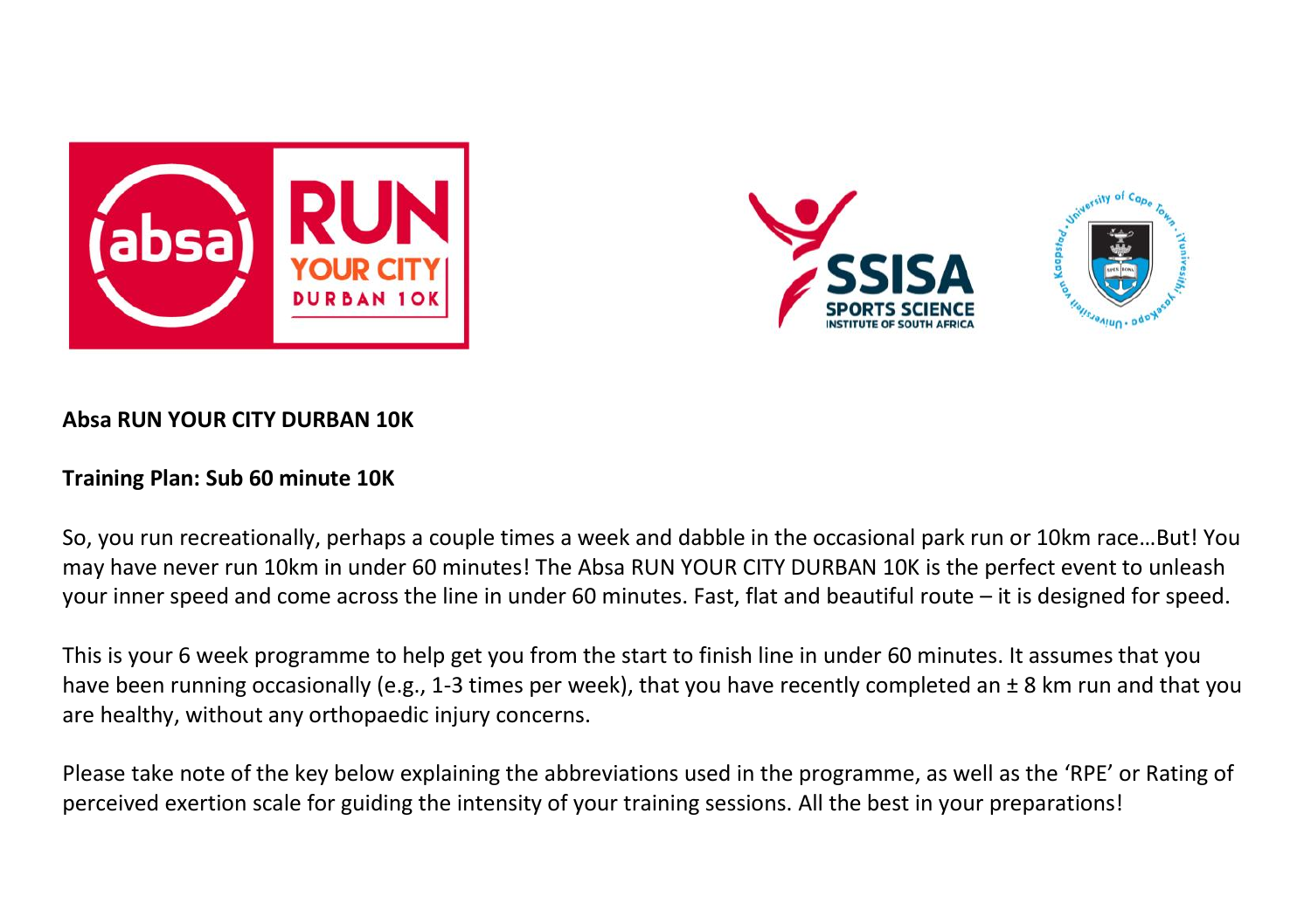**Absa RUN YOUR CITY DURBAN 10K**

**Training Plan: Sub 60 minute 10K**

So, you run recreationally, perhaps a couple times a week and dabble in the occasional park run or 10km race…But! You may have never run 10km in under 60 minutes! The Absa RUN YOUR CITY DURBAN 10K is the perfect event to unleash your inner speed and come across the line in under 60 minutes. Fast, flat and beautiful route – it is designed for speed.

This is your 6 week programme to help get you from the start to finish line in under 60 minutes. It assumes that you have been running occasionally (e.g., 1-3 times per week), that you have recently completed an ± 8 km run and that you are healthy, without any orthopaedic injury concerns.

Please take note of the key below explaining the abbreviations used in the programme, as well as the 'RPE' or Rating of perceived exertion scale for guiding the intensity of your training sessions. All the best in your preparations!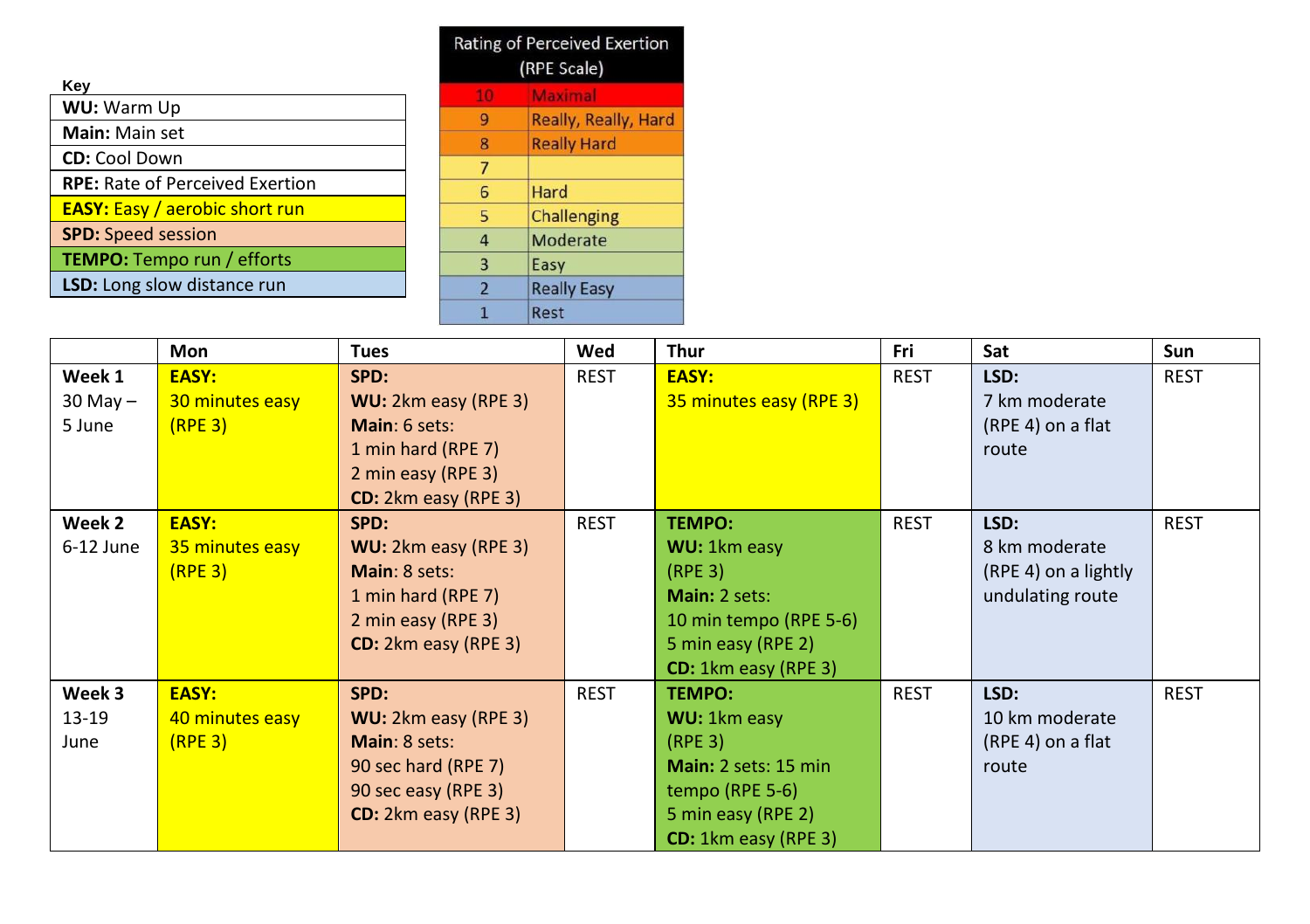**Key**

| Key |
|---|
| **WU:** Warm Up |
| **Main:** Main set |
| **CD:** Cool Down |
| **RPE:** Rate of Perceived Exertion |
| **EASY:** Easy / aerobic short run |
| **SPD:** Speed session |
| **TEMPO:** Tempo run / efforts |
| **LSD:** Long slow distance run |

| Rating of Perceived Exertion (RPE Scale) | |
|---|---|
| 10 | Maximal |
| 9 | Really, Really, Hard |
| 8 | Really Hard |
| 7 | |
| 6 | Hard |
| 5 | Challenging |
| 4 | Moderate |
| 3 | Easy |
| 2 | Really Easy |
| 1 | Rest |

| | Mon | Tues | Wed | Thur | Fri | Sat | Sun |
|---|---|---|---|---|---|---|---|
| **Week 1** 30 May – 5 June | **EASY:** 30 minutes easy (RPE 3) | **SPD:** **WU:** 2km easy (RPE 3) **Main**: 6 sets: 1 min hard (RPE 7) 2 min easy (RPE 3) **CD:** 2km easy (RPE 3) | REST | **EASY:** 35 minutes easy (RPE 3) | REST | **LSD:** 7 km moderate (RPE 4) on a flat route | REST |
| **Week 2** 6-12 June | **EASY:** 35 minutes easy (RPE 3) | **SPD:** **WU:** 2km easy (RPE 3) **Main**: 8 sets: 1 min hard (RPE 7) 2 min easy (RPE 3) **CD:** 2km easy (RPE 3) | REST | **TEMPO:** **WU:** 1km easy (RPE 3) **Main:** 2 sets: 10 min tempo (RPE 5-6) 5 min easy (RPE 2) **CD:** 1km easy (RPE 3) | REST | **LSD:** 8 km moderate (RPE 4) on a lightly undulating route | REST |
| **Week 3** 13-19 June | **EASY:** 40 minutes easy (RPE 3) | **SPD:** **WU:** 2km easy (RPE 3) **Main**: 8 sets: 90 sec hard (RPE 7) 90 sec easy (RPE 3) **CD:** 2km easy (RPE 3) | REST | **TEMPO:** **WU:** 1km easy (RPE 3) **Main:** 2 sets: 15 min tempo (RPE 5-6) 5 min easy (RPE 2) **CD:** 1km easy (RPE 3) | REST | **LSD:** 10 km moderate (RPE 4) on a flat route | REST |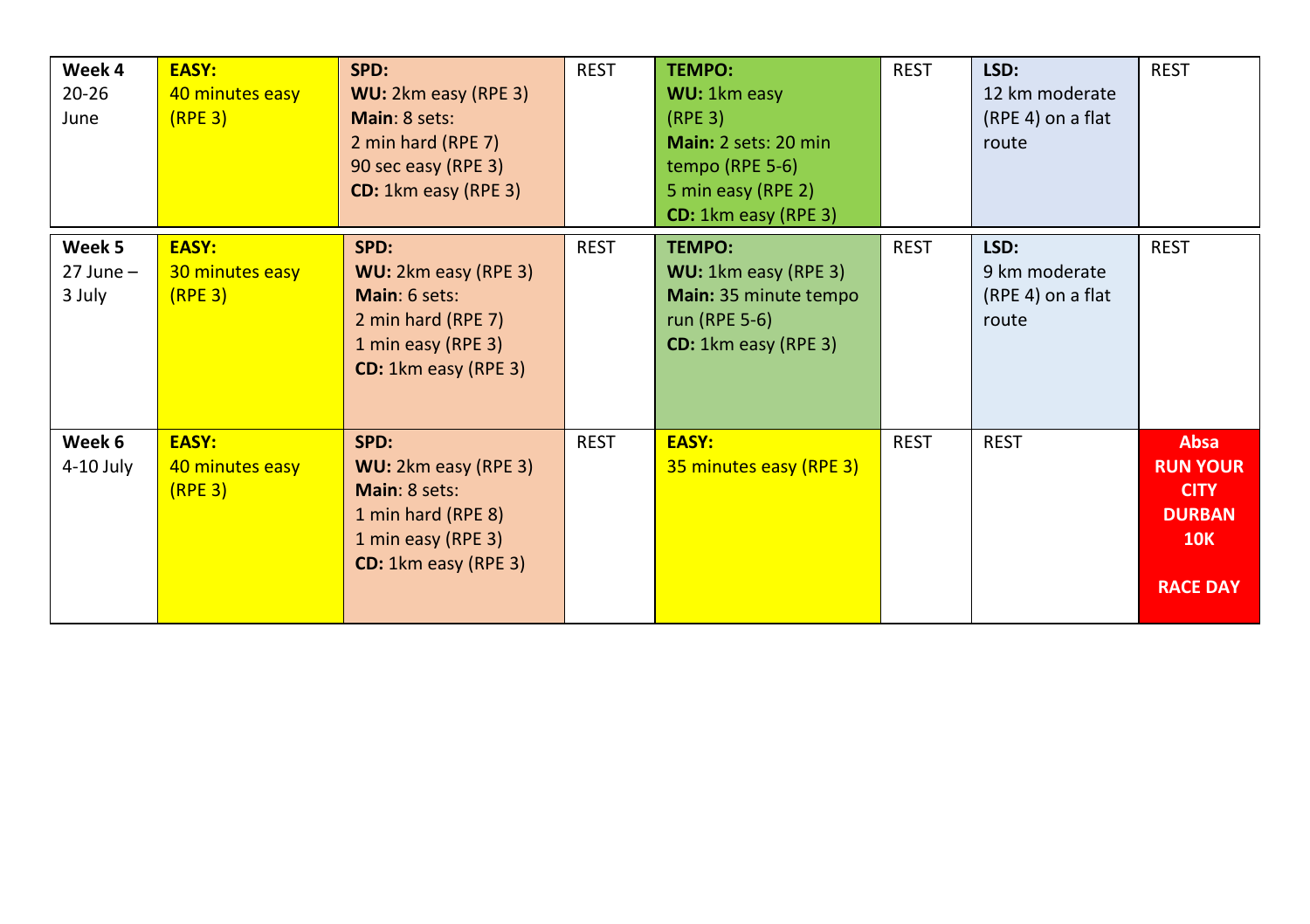| | | | | | | | |
|---|---|---|---|---|---|---|---|
| **Week 4**<br>20-26 June | **EASY:**<br>40 minutes easy (RPE 3) | **SPD:**<br>**WU:** 2km easy (RPE 3)<br>**Main**: 8 sets:<br>2 min hard (RPE 7)<br>90 sec easy (RPE 3)<br>**CD:** 1km easy (RPE 3) | REST | **TEMPO:**<br>**WU:** 1km easy (RPE 3)<br>**Main:** 2 sets: 20 min tempo (RPE 5-6)<br>5 min easy (RPE 2)<br>**CD:** 1km easy (RPE 3) | REST | **LSD:**<br>12 km moderate (RPE 4) on a flat route | REST |
| **Week 5**<br>27 June – 3 July | **EASY:**<br>30 minutes easy (RPE 3) | **SPD:**<br>**WU:** 2km easy (RPE 3)<br>**Main**: 6 sets:<br>2 min hard (RPE 7)<br>1 min easy (RPE 3)<br>**CD:** 1km easy (RPE 3) | REST | **TEMPO:**<br>**WU:** 1km easy (RPE 3)<br>**Main:** 35 minute tempo run (RPE 5-6)<br>**CD:** 1km easy (RPE 3) | REST | **LSD:**<br>9 km moderate (RPE 4) on a flat route | REST |
| **Week 6**<br>4-10 July | **EASY:**<br>40 minutes easy (RPE 3) | **SPD:**<br>**WU:** 2km easy (RPE 3)<br>**Main**: 8 sets:<br>1 min hard (RPE 8)<br>1 min easy (RPE 3)<br>**CD:** 1km easy (RPE 3) | REST | **EASY:**<br>35 minutes easy (RPE 3) | REST | REST | **Absa RUN YOUR CITY DURBAN 10K**<br><br>**RACE DAY** |